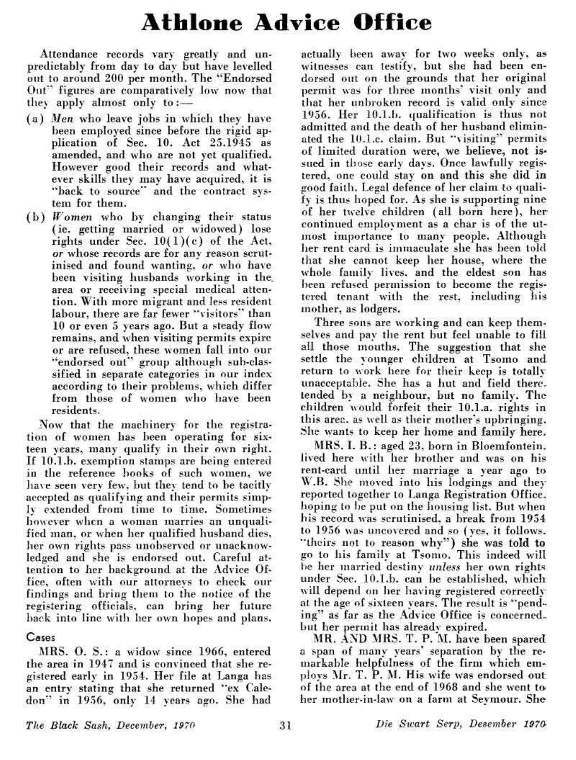# Athlone Advice Office

Attendance records vary greatly and unpredictably from day to day but have levelled out to around 200 per month. The "Endorsed Out" figures are comparatively low now that they apply almost only to:—

(a) *Men* who leave jobs in which they have been employed since before the rigid application of Sec. 10. Act 25.1945 as amended, and who are not yet qualified. However good their records and whatever skills they may have acquired, it is "back to source" and the contract system for them.

(b) *Women* who by changing their status (ie. getting married or widowed) lose rights under Sec. 10(1)(c) of the Act, *or* whose records are for any reason scrutinised and found wanting, *or* who have been visiting husbands working in the area or receiving special medical attention. With more migrant and less resident labour, there are far fewer "visitors" than 10 or even 5 years ago. But a steady flow remains, and when visiting permits expire or are refused, these women fall into our "endorsed out" group although sub-classified in separate categories in our index according to their problems, which differ from those of women who have been residents.

Now that the machinery for the registration of women has been operating for sixteen years, many qualify in their own right. If 10.1.b. exemption stamps are being entered in the reference books of such women, we have seen very few, but they tend to be tacitly accepted as qualifying and their permits simply extended from time to time. Sometimes however when a woman marries an unqualified man, or when her qualified husband dies, her own rights pass unobserved or unacknowledged and she is endorsed out. Careful attention to her background at the Advice Office, often with our attorneys to check our findings and bring them to the notice of the registering officials, can bring her future back into line with her own hopes and plans.

## Cases

MRS. O. S.: a widow since 1966, entered the area in 1947 and is convinced that she registered early in 1954. Her file at Langa has an entry stating that she returned "ex Caledon" in 1956, only 14 years ago. She had actually been away for two weeks only, as witnesses can testify, but she had been endorsed out on the grounds that her original permit was for three months' visit only and that her unbroken record is valid only since 1956. Her 10.1.b. qualification is thus not admitted and the death of her husband eliminated the 10.1.c. claim. But "visiting" permits of limited duration were, we believe, not issued in those early days. Once lawfully registered, one could stay on and this she did in good faith. Legal defence of her claim to qualify is thus hoped for. As she is supporting nine of her twelve children (all born here), her continued employment as a char is of the utmost importance to many people. Although her rent card is immaculate she has been told that she cannot keep her house, where the whole family lives, and the eldest son has been refused permission to become the registered tenant with the rest, including his mother, as lodgers.

Three sons are working and can keep themselves and pay the rent but feel unable to fill all those mouths. The suggestion that she settle the younger children at Tsomo and return to work here for their keep is totally unacceptable. She has a hut and field there tended by a neighbour, but no family. The children would forfeit their 10.1.a. rights in this area. as well as their mother's upbringing. She wants to keep her home and family here.

MRS. I. B.: aged 23, born in Bloemfontein, lived here with her brother and was on his rent-card until her marriage a year ago to W.B. She moved into his lodgings and they reported together to Langa Registration Office, hoping to be put on the housing list. But when his record was scrutinised, a break from 1954 to 1956 was uncovered and so (yes, it follows. "theirs not to reason why") she was told to go to his family at Tsomo. This indeed will be her married destiny *unless* her own rights under Sec. 10.1.b. can be established, which will depend on her having registered correctly at the age of sixteen years. The result is "pending" as far as the Advice Office is concerned, but her permit has already expired.

MR. AND MRS. T. P. M. have been spared a span of many years' separation by the remarkable helpfulness of the firm which employs Mr. T. P. M. His wife was endorsed out of the area at the end of 1968 and she went to her mother-in-law on a farm at Seymour. She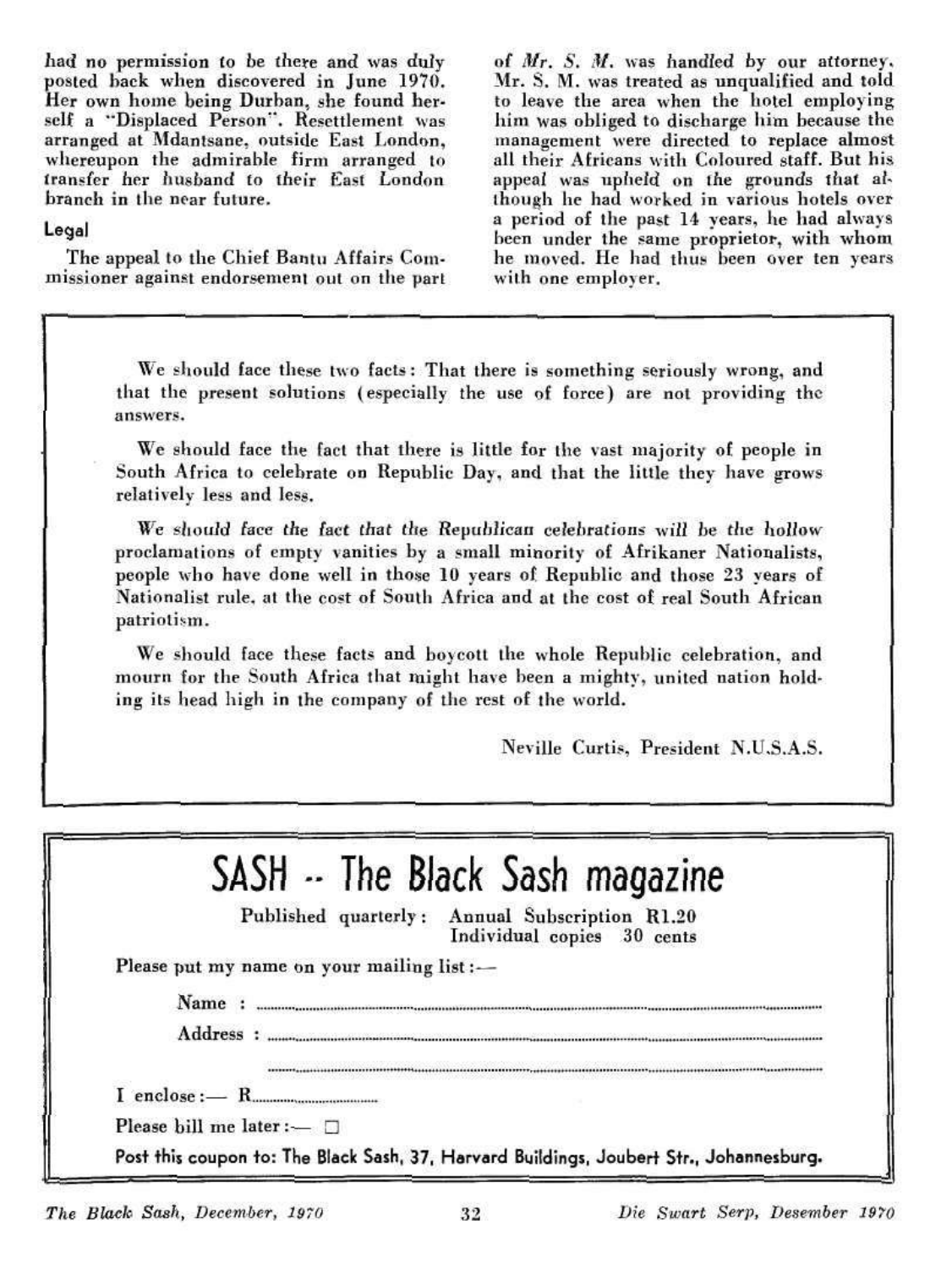had no permission to be there and was duly posted back when discovered in June 1970. Her own home being Durban, she found herself a "Displaced Person". Resettlement was arranged at Mdantsane, outside East London, whereupon the admirable firm arranged to transfer her husband to their East London branch in the near future.

### Legal

The appeal to the Chief Bantu Affairs Commissioner against endorsement out on the part of *Mr. S. M.* was handled by our attorney. Mr. S. M. was treated as unqualified and told to leave the area when the hotel employing him was obliged to discharge him because the management were directed to replace almost all their Africans with Coloured staff. But his appeal was upheld on the grounds that although he had worked in various hotels over a period of the past 14 years, he had always been under the same proprietor, with whom he moved. He had thus been over ten years with one employer.

---

We should face these two facts: That there is something seriously wrong, and that the present solutions (especially the use of force) are not providing the answers.

We should face the fact that there is little for the vast majority of people in South Africa to celebrate on Republic Day, and that the little they have grows relatively less and less.

*We should face the fact that the Republican celebrations will be the hollow* proclamations of empty vanities by a small minority of Afrikaner Nationalists, people who have done well in those 10 years of Republic and those 23 years of Nationalist rule, at the cost of South Africa and at the cost of real South African patriotism.

We should face these facts and boycott the whole Republic celebration, and mourn for the South Africa that might have been a mighty, united nation holding its head high in the company of the rest of the world.

Neville Curtis, President N.U.S.A.S.

---

## SASH -- The Black Sash magazine

Published quarterly: Annual Subscription R1.20
Individual copies 30 cents

Please put my name on your mailing list:—

Name : ..............................................................

Address : ..............................................................

..............................................................

I enclose:— R..............................

Please bill me later:— ☐

**Post this coupon to: The Black Sash, 37, Harvard Buildings, Joubert Str., Johannesburg.**